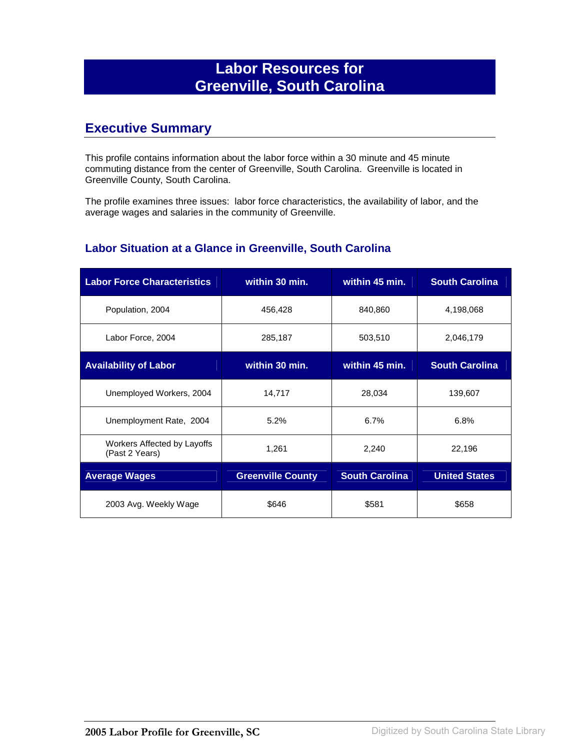# Labor Resources for Greenville, South Carolina

## Executive Summary

This profile contains information about the labor force within a 30 minute and 45 minute commuting distance from the center of Greenville, South Carolina. Greenville is located in Greenville County, South Carolina.

The profile examines three issues: labor force characteristics, the availability of labor, and the average wages and salaries in the community of Greenville.

### Labor Situation at a Glance in Greenville, South Carolina

| Labor Force Characteristics | within 30 min. | within 45 min. | South Carolina |
|---|---|---|---|
| Population, 2004 | 456,428 | 840,860 | 4,198,068 |
| Labor Force, 2004 | 285,187 | 503,510 | 2,046,179 |
| **Availability of Labor** | **within 30 min.** | **within 45 min.** | **South Carolina** |
| Unemployed Workers, 2004 | 14,717 | 28,034 | 139,607 |
| Unemployment Rate, 2004 | 5.2% | 6.7% | 6.8% |
| Workers Affected by Layoffs (Past 2 Years) | 1,261 | 2,240 | 22,196 |
| **Average Wages** | **Greenville County** | **South Carolina** | **United States** |
| 2003 Avg. Weekly Wage | $646 | $581 | $658 |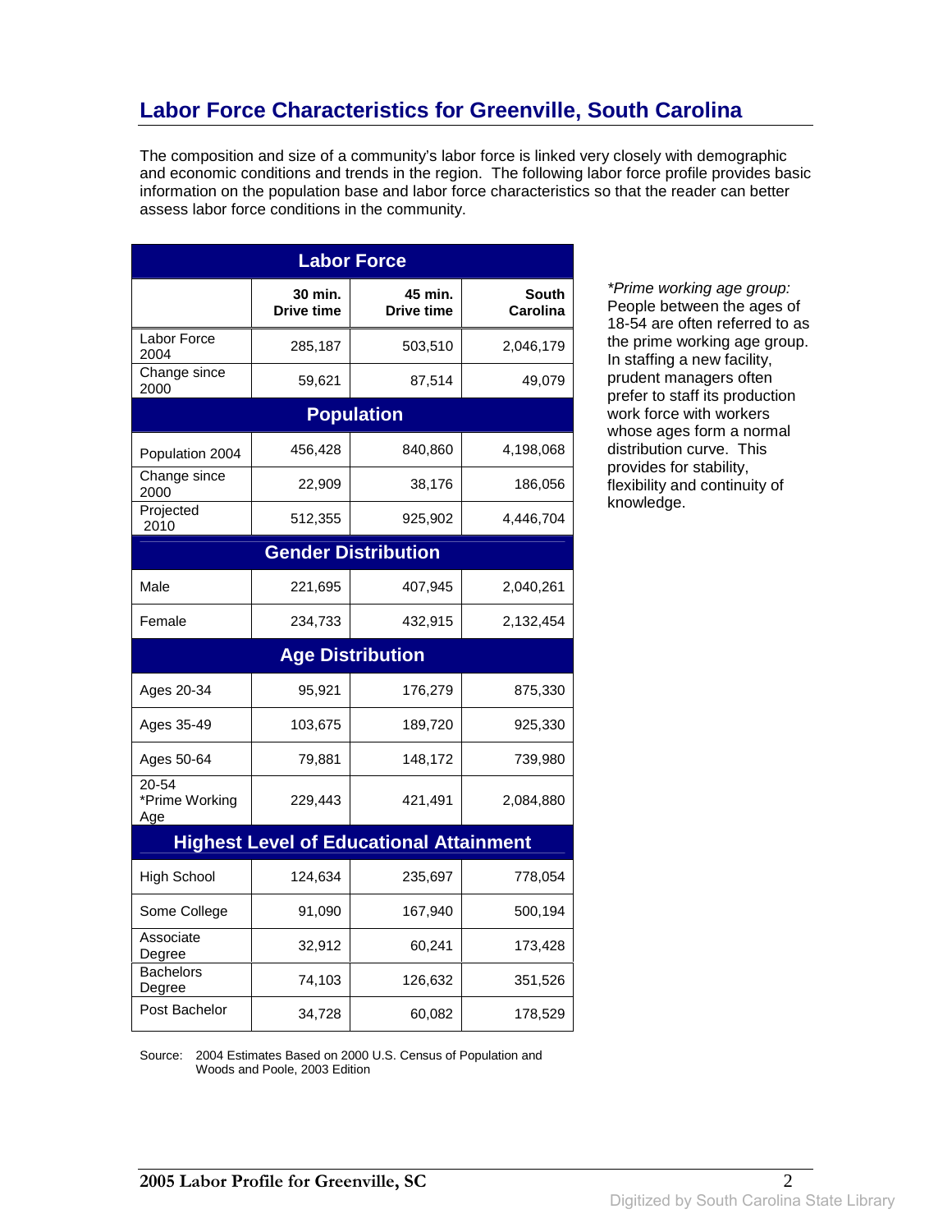# Labor Force Characteristics for Greenville, South Carolina

The composition and size of a community's labor force is linked very closely with demographic and economic conditions and trends in the region. The following labor force profile provides basic information on the population base and labor force characteristics so that the reader can better assess labor force conditions in the community.

| Labor Force | | | |
|---|---|---|---|
| | 30 min. Drive time | 45 min. Drive time | South Carolina |
| Labor Force 2004 | 285,187 | 503,510 | 2,046,179 |
| Change since 2000 | 59,621 | 87,514 | 49,079 |
| **Population** | | | |
| Population 2004 | 456,428 | 840,860 | 4,198,068 |
| Change since 2000 | 22,909 | 38,176 | 186,056 |
| Projected 2010 | 512,355 | 925,902 | 4,446,704 |
| **Gender Distribution** | | | |
| Male | 221,695 | 407,945 | 2,040,261 |
| Female | 234,733 | 432,915 | 2,132,454 |
| **Age Distribution** | | | |
| Ages 20-34 | 95,921 | 176,279 | 875,330 |
| Ages 35-49 | 103,675 | 189,720 | 925,330 |
| Ages 50-64 | 79,881 | 148,172 | 739,980 |
| 20-54 *Prime Working Age | 229,443 | 421,491 | 2,084,880 |
| **Highest Level of Educational Attainment** | | | |
| High School | 124,634 | 235,697 | 778,054 |
| Some College | 91,090 | 167,940 | 500,194 |
| Associate Degree | 32,912 | 60,241 | 173,428 |
| Bachelors Degree | 74,103 | 126,632 | 351,526 |
| Post Bachelor | 34,728 | 60,082 | 178,529 |

Source: 2004 Estimates Based on 2000 U.S. Census of Population and Woods and Poole, 2003 Edition

*\*Prime working age group:* People between the ages of 18-54 are often referred to as the prime working age group. In staffing a new facility, prudent managers often prefer to staff its production work force with workers whose ages form a normal distribution curve. This provides for stability, flexibility and continuity of knowledge.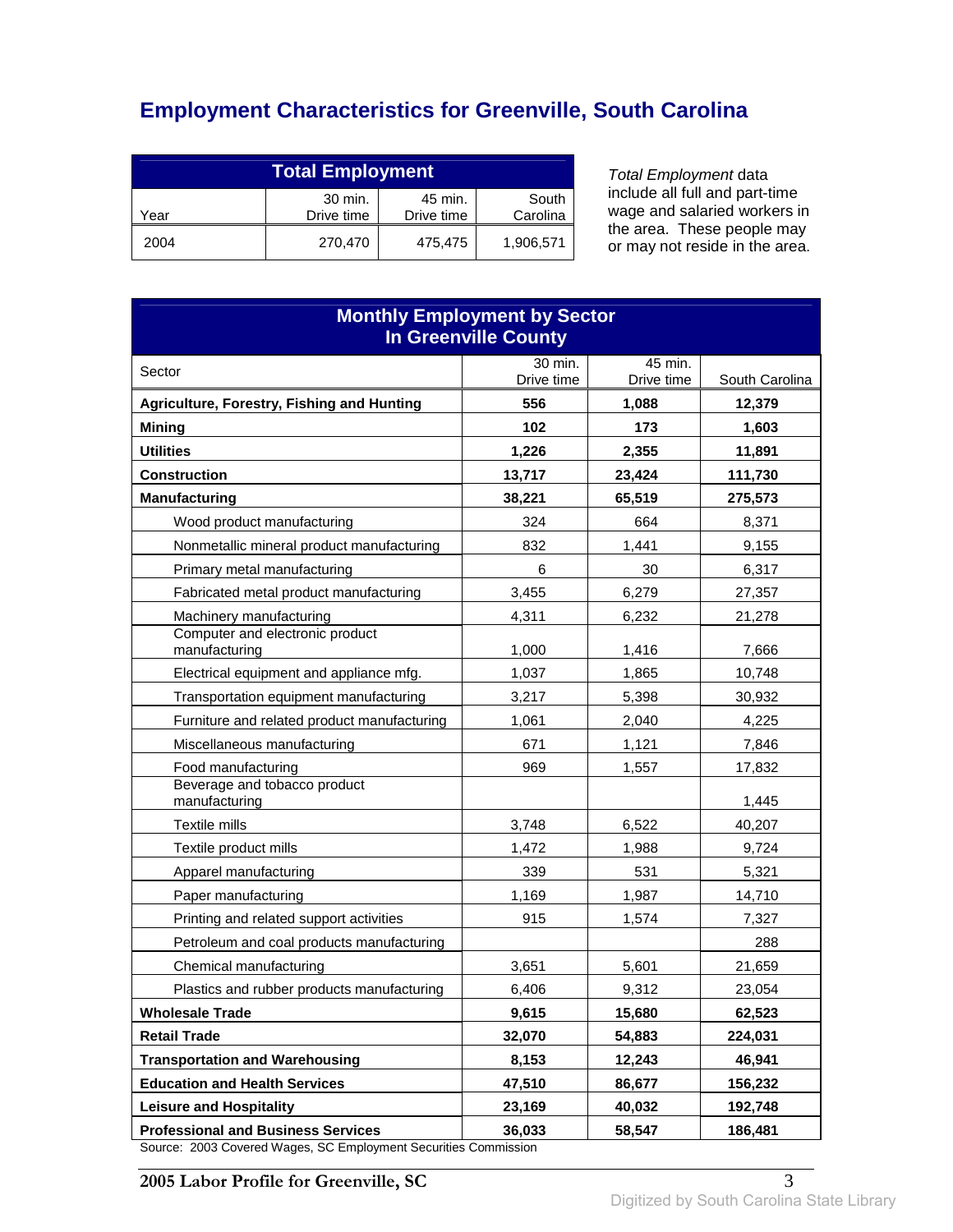# Employment Characteristics for Greenville, South Carolina

| Total Employment | | | |
|---|---|---|---|
| Year | 30 min. Drive time | 45 min. Drive time | South Carolina |
| 2004 | 270,470 | 475,475 | 1,906,571 |

*Total Employment* data include all full and part-time wage and salaried workers in the area. These people may or may not reside in the area.

| Monthly Employment by Sector In Greenville County | | | |
|---|---|---|---|
| Sector | 30 min. Drive time | 45 min. Drive time | South Carolina |
| **Agriculture, Forestry, Fishing and Hunting** | **556** | **1,088** | **12,379** |
| **Mining** | **102** | **173** | **1,603** |
| **Utilities** | **1,226** | **2,355** | **11,891** |
| **Construction** | **13,717** | **23,424** | **111,730** |
| **Manufacturing** | **38,221** | **65,519** | **275,573** |
| Wood product manufacturing | 324 | 664 | 8,371 |
| Nonmetallic mineral product manufacturing | 832 | 1,441 | 9,155 |
| Primary metal manufacturing | 6 | 30 | 6,317 |
| Fabricated metal product manufacturing | 3,455 | 6,279 | 27,357 |
| Machinery manufacturing | 4,311 | 6,232 | 21,278 |
| Computer and electronic product manufacturing | 1,000 | 1,416 | 7,666 |
| Electrical equipment and appliance mfg. | 1,037 | 1,865 | 10,748 |
| Transportation equipment manufacturing | 3,217 | 5,398 | 30,932 |
| Furniture and related product manufacturing | 1,061 | 2,040 | 4,225 |
| Miscellaneous manufacturing | 671 | 1,121 | 7,846 |
| Food manufacturing | 969 | 1,557 | 17,832 |
| Beverage and tobacco product manufacturing | | | 1,445 |
| Textile mills | 3,748 | 6,522 | 40,207 |
| Textile product mills | 1,472 | 1,988 | 9,724 |
| Apparel manufacturing | 339 | 531 | 5,321 |
| Paper manufacturing | 1,169 | 1,987 | 14,710 |
| Printing and related support activities | 915 | 1,574 | 7,327 |
| Petroleum and coal products manufacturing | | | 288 |
| Chemical manufacturing | 3,651 | 5,601 | 21,659 |
| Plastics and rubber products manufacturing | 6,406 | 9,312 | 23,054 |
| **Wholesale Trade** | **9,615** | **15,680** | **62,523** |
| **Retail Trade** | **32,070** | **54,883** | **224,031** |
| **Transportation and Warehousing** | **8,153** | **12,243** | **46,941** |
| **Education and Health Services** | **47,510** | **86,677** | **156,232** |
| **Leisure and Hospitality** | **23,169** | **40,032** | **192,748** |
| **Professional and Business Services** | **36,033** | **58,547** | **186,481** |

Source: 2003 Covered Wages, SC Employment Securities Commission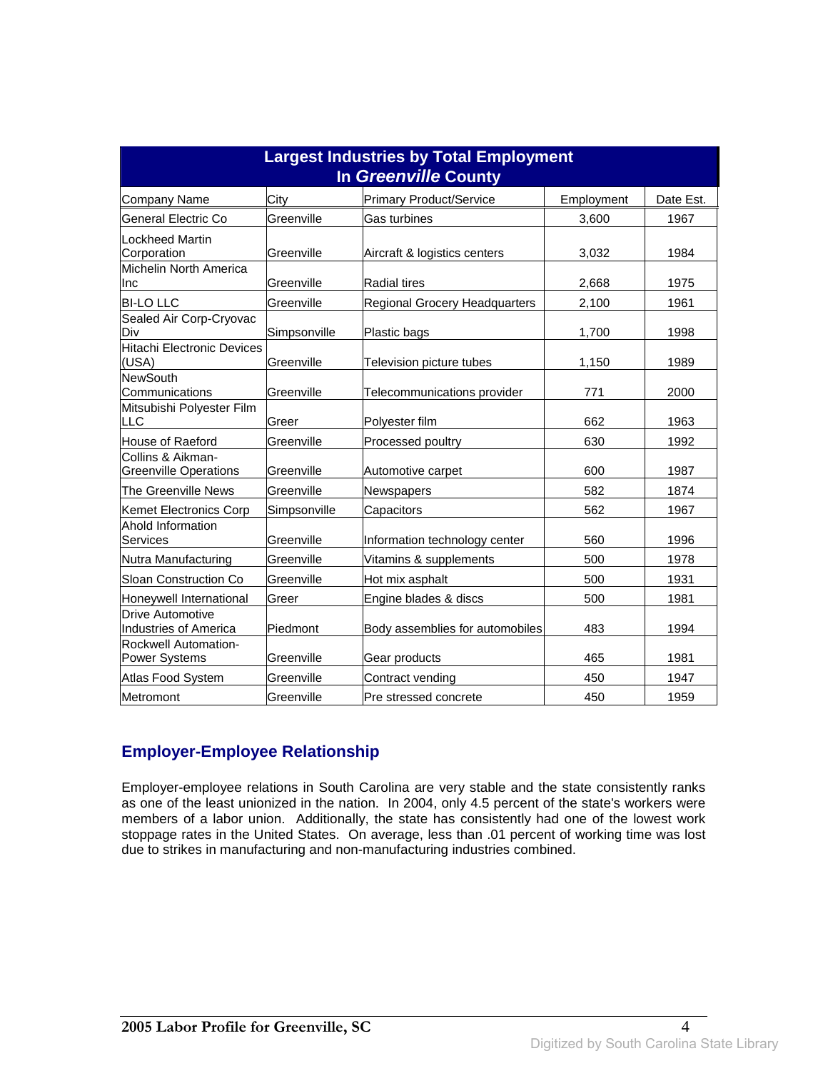| Largest Industries by Total Employment In *Greenville* County | | | | |
|---|---|---|---|---|
| Company Name | City | Primary Product/Service | Employment | Date Est. |
| General Electric Co | Greenville | Gas turbines | 3,600 | 1967 |
| Lockheed Martin Corporation | Greenville | Aircraft & logistics centers | 3,032 | 1984 |
| Michelin North America Inc | Greenville | Radial tires | 2,668 | 1975 |
| BI-LO LLC | Greenville | Regional Grocery Headquarters | 2,100 | 1961 |
| Sealed Air Corp-Cryovac Div | Simpsonville | Plastic bags | 1,700 | 1998 |
| Hitachi Electronic Devices (USA) | Greenville | Television picture tubes | 1,150 | 1989 |
| NewSouth Communications | Greenville | Telecommunications provider | 771 | 2000 |
| Mitsubishi Polyester Film LLC | Greer | Polyester film | 662 | 1963 |
| House of Raeford | Greenville | Processed poultry | 630 | 1992 |
| Collins & Aikman-Greenville Operations | Greenville | Automotive carpet | 600 | 1987 |
| The Greenville News | Greenville | Newspapers | 582 | 1874 |
| Kemet Electronics Corp | Simpsonville | Capacitors | 562 | 1967 |
| Ahold Information Services | Greenville | Information technology center | 560 | 1996 |
| Nutra Manufacturing | Greenville | Vitamins & supplements | 500 | 1978 |
| Sloan Construction Co | Greenville | Hot mix asphalt | 500 | 1931 |
| Honeywell International | Greer | Engine blades & discs | 500 | 1981 |
| Drive Automotive Industries of America | Piedmont | Body assemblies for automobiles | 483 | 1994 |
| Rockwell Automation-Power Systems | Greenville | Gear products | 465 | 1981 |
| Atlas Food System | Greenville | Contract vending | 450 | 1947 |
| Metromont | Greenville | Pre stressed concrete | 450 | 1959 |

## Employer-Employee Relationship

Employer-employee relations in South Carolina are very stable and the state consistently ranks as one of the least unionized in the nation. In 2004, only 4.5 percent of the state's workers were members of a labor union. Additionally, the state has consistently had one of the lowest work stoppage rates in the United States. On average, less than .01 percent of working time was lost due to strikes in manufacturing and non-manufacturing industries combined.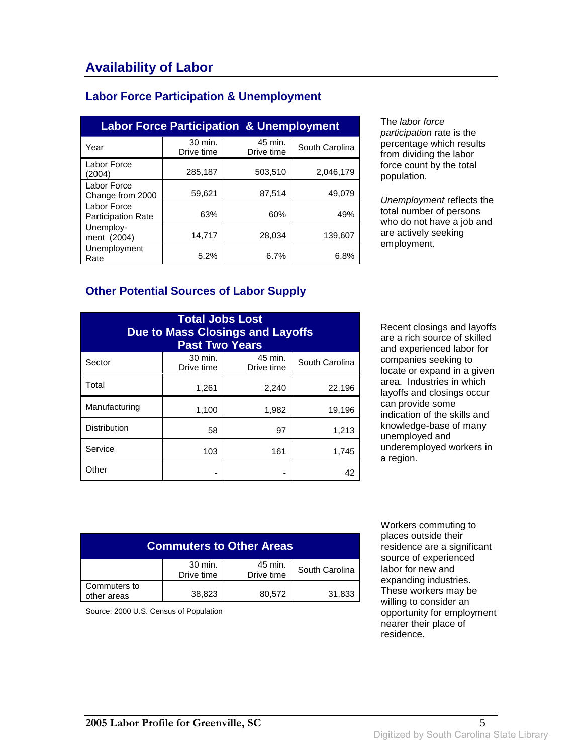# Availability of Labor

## Labor Force Participation & Unemployment

| Labor Force Participation & Unemployment | | | |
|---|---|---|---|
| Year | 30 min. Drive time | 45 min. Drive time | South Carolina |
| Labor Force (2004) | 285,187 | 503,510 | 2,046,179 |
| Labor Force Change from 2000 | 59,621 | 87,514 | 49,079 |
| Labor Force Participation Rate | 63% | 60% | 49% |
| Unemploy-ment (2004) | 14,717 | 28,034 | 139,607 |
| Unemployment Rate | 5.2% | 6.7% | 6.8% |

The *labor force participation* rate is the percentage which results from dividing the labor force count by the total population.

*Unemployment* reflects the total number of persons who do not have a job and are actively seeking employment.

## Other Potential Sources of Labor Supply

| Total Jobs Lost Due to Mass Closings and Layoffs Past Two Years | | | |
|---|---|---|---|
| Sector | 30 min. Drive time | 45 min. Drive time | South Carolina |
| Total | 1,261 | 2,240 | 22,196 |
| Manufacturing | 1,100 | 1,982 | 19,196 |
| Distribution | 58 | 97 | 1,213 |
| Service | 103 | 161 | 1,745 |
| Other | - | - | 42 |

Recent closings and layoffs are a rich source of skilled and experienced labor for companies seeking to locate or expand in a given area. Industries in which layoffs and closings occur can provide some indication of the skills and knowledge-base of many unemployed and underemployed workers in a region.

| Commuters to Other Areas | | | |
|---|---|---|---|
| | 30 min. Drive time | 45 min. Drive time | South Carolina |
| Commuters to other areas | 38,823 | 80,572 | 31,833 |

Source: 2000 U.S. Census of Population

Workers commuting to places outside their residence are a significant source of experienced labor for new and expanding industries. These workers may be willing to consider an opportunity for employment nearer their place of residence.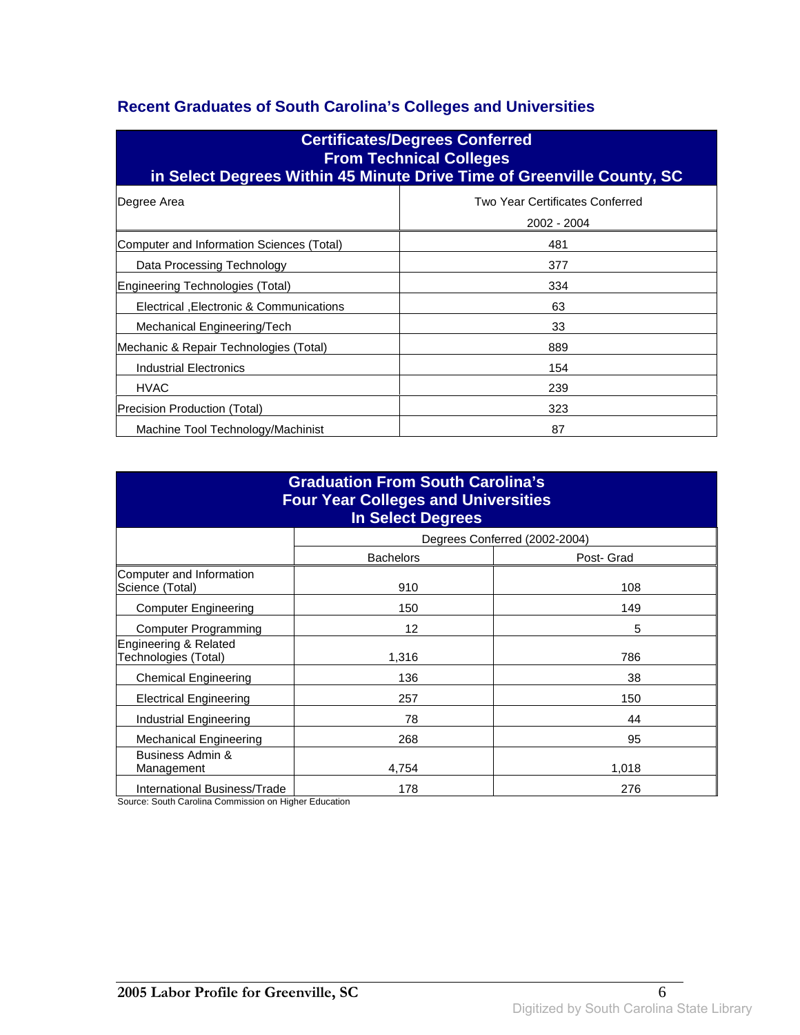## Recent Graduates of South Carolina's Colleges and Universities

| Certificates/Degrees Conferred From Technical Colleges in Select Degrees Within 45 Minute Drive Time of Greenville County, SC | |
|---|---|
| Degree Area | Two Year Certificates Conferred 2002 - 2004 |
| Computer and Information Sciences (Total) | 481 |
| Data Processing Technology | 377 |
| Engineering Technologies (Total) | 334 |
| Electrical ,Electronic & Communications | 63 |
| Mechanical Engineering/Tech | 33 |
| Mechanic & Repair Technologies (Total) | 889 |
| Industrial Electronics | 154 |
| HVAC | 239 |
| Precision Production (Total) | 323 |
| Machine Tool Technology/Machinist | 87 |

| Graduation From South Carolina's Four Year Colleges and Universities In Select Degrees | | |
|---|---|---|
| | Degrees Conferred (2002-2004) | |
| | Bachelors | Post- Grad |
| Computer and Information Science (Total) | 910 | 108 |
| Computer Engineering | 150 | 149 |
| Computer Programming | 12 | 5 |
| Engineering & Related Technologies (Total) | 1,316 | 786 |
| Chemical Engineering | 136 | 38 |
| Electrical Engineering | 257 | 150 |
| Industrial Engineering | 78 | 44 |
| Mechanical Engineering | 268 | 95 |
| Business Admin & Management | 4,754 | 1,018 |
| International Business/Trade | 178 | 276 |

Source: South Carolina Commission on Higher Education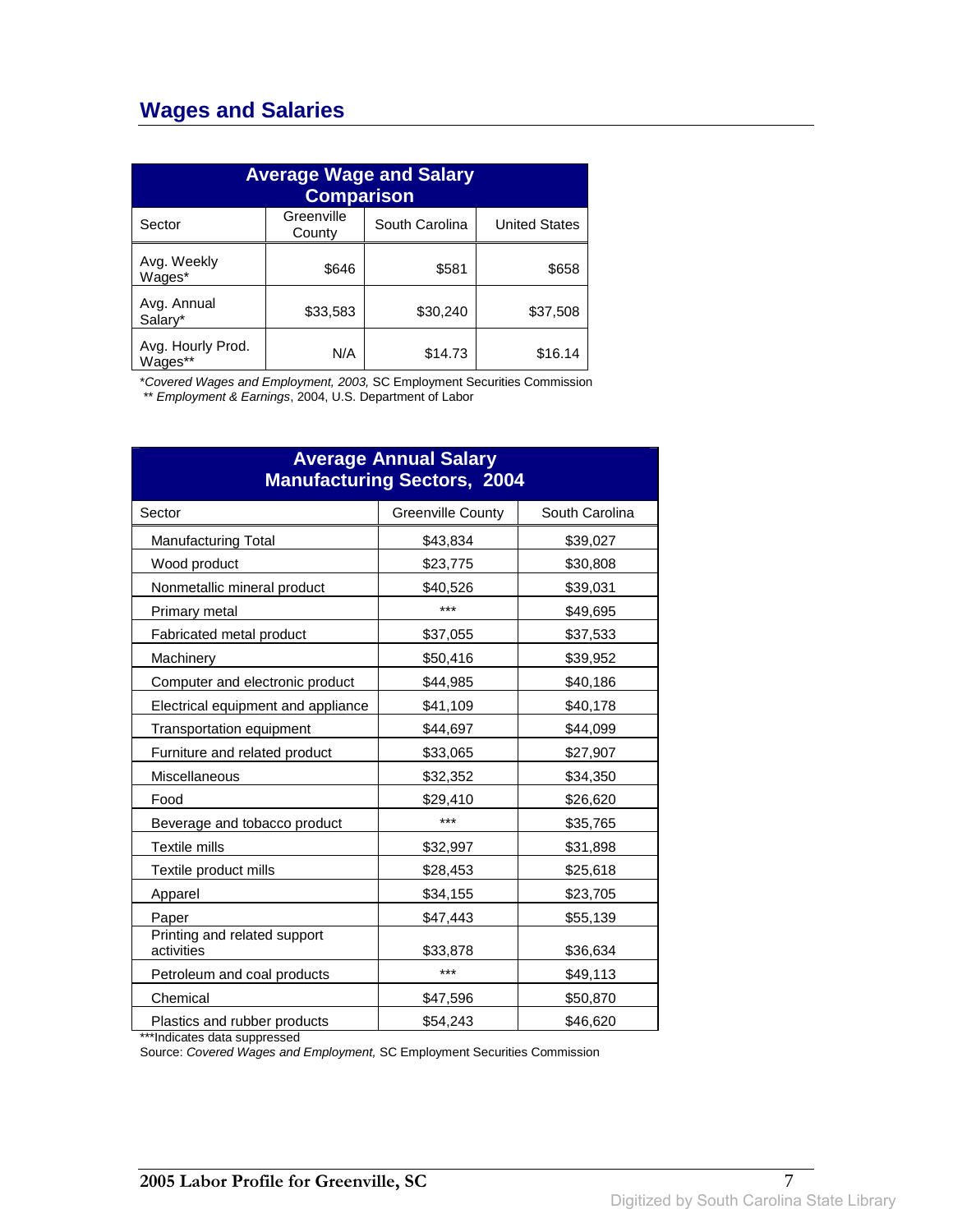## Wages and Salaries

| Average Wage and Salary Comparison | | | |
|---|---|---|---|
| Sector | Greenville County | South Carolina | United States |
| Avg. Weekly Wages* | $646 | $581 | $658 |
| Avg. Annual Salary* | $33,583 | $30,240 | $37,508 |
| Avg. Hourly Prod. Wages** | N/A | $14.73 | $16.14 |

*Covered Wages and Employment, 2003*, SC Employment Securities Commission
** *Employment & Earnings*, 2004, U.S. Department of Labor

| Average Annual Salary Manufacturing Sectors, 2004 | | |
|---|---|---|
| Sector | Greenville County | South Carolina |
| Manufacturing Total | $43,834 | $39,027 |
| Wood product | $23,775 | $30,808 |
| Nonmetallic mineral product | $40,526 | $39,031 |
| Primary metal | *** | $49,695 |
| Fabricated metal product | $37,055 | $37,533 |
| Machinery | $50,416 | $39,952 |
| Computer and electronic product | $44,985 | $40,186 |
| Electrical equipment and appliance | $41,109 | $40,178 |
| Transportation equipment | $44,697 | $44,099 |
| Furniture and related product | $33,065 | $27,907 |
| Miscellaneous | $32,352 | $34,350 |
| Food | $29,410 | $26,620 |
| Beverage and tobacco product | *** | $35,765 |
| Textile mills | $32,997 | $31,898 |
| Textile product mills | $28,453 | $25,618 |
| Apparel | $34,155 | $23,705 |
| Paper | $47,443 | $55,139 |
| Printing and related support activities | $33,878 | $36,634 |
| Petroleum and coal products | *** | $49,113 |
| Chemical | $47,596 | $50,870 |
| Plastics and rubber products | $54,243 | $46,620 |

***Indicates data suppressed
Source: *Covered Wages and Employment,* SC Employment Securities Commission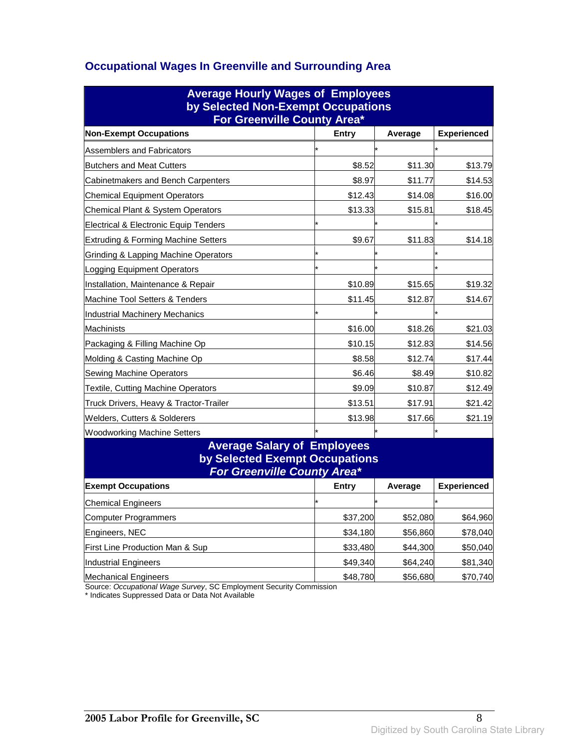## Occupational Wages In Greenville and Surrounding Area

| Average Hourly Wages of Employees by Selected Non-Exempt Occupations For Greenville County Area* | | | |
|---|---|---|---|
| **Non-Exempt Occupations** | **Entry** | **Average** | **Experienced** |
| Assemblers and Fabricators | * | * | * |
| Butchers and Meat Cutters | $8.52 | $11.30 | $13.79 |
| Cabinetmakers and Bench Carpenters | $8.97 | $11.77 | $14.53 |
| Chemical Equipment Operators | $12.43 | $14.08 | $16.00 |
| Chemical Plant & System Operators | $13.33 | $15.81 | $18.45 |
| Electrical & Electronic Equip Tenders | * | * | * |
| Extruding & Forming Machine Setters | $9.67 | $11.83 | $14.18 |
| Grinding & Lapping Machine Operators | * | * | * |
| Logging Equipment Operators | * | * | * |
| Installation, Maintenance & Repair | $10.89 | $15.65 | $19.32 |
| Machine Tool Setters & Tenders | $11.45 | $12.87 | $14.67 |
| Industrial Machinery Mechanics | * | * | * |
| Machinists | $16.00 | $18.26 | $21.03 |
| Packaging & Filling Machine Op | $10.15 | $12.83 | $14.56 |
| Molding & Casting Machine Op | $8.58 | $12.74 | $17.44 |
| Sewing Machine Operators | $6.46 | $8.49 | $10.82 |
| Textile, Cutting Machine Operators | $9.09 | $10.87 | $12.49 |
| Truck Drivers, Heavy & Tractor-Trailer | $13.51 | $17.91 | $21.42 |
| Welders, Cutters & Solderers | $13.98 | $17.66 | $21.19 |
| Woodworking Machine Setters | * | * | * |
| **Average Salary of Employees by Selected Exempt Occupations *For Greenville County Area**** | | | |
| **Exempt Occupations** | **Entry** | **Average** | **Experienced** |
| Chemical Engineers | * | * | * |
| Computer Programmers | $37,200 | $52,080 | $64,960 |
| Engineers, NEC | $34,180 | $56,860 | $78,040 |
| First Line Production Man & Sup | $33,480 | $44,300 | $50,040 |
| Industrial Engineers | $49,340 | $64,240 | $81,340 |
| Mechanical Engineers | $48,780 | $56,680 | $70,740 |

Source: *Occupational Wage Survey*, SC Employment Security Commission
* Indicates Suppressed Data or Data Not Available